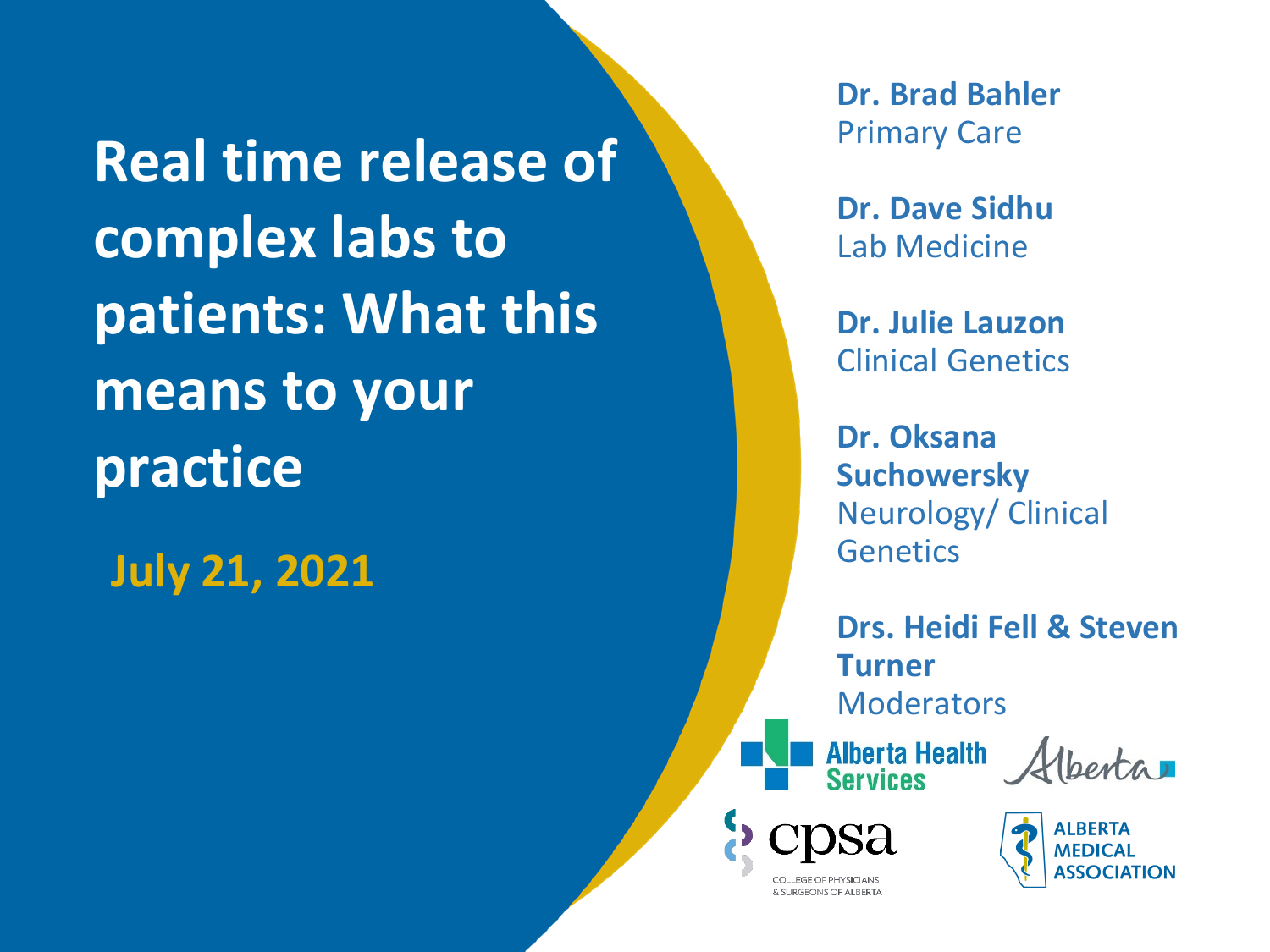# Real time release of complex labs to patients: What this means to your practice

**July 21, 2021**

**Dr. Brad Bahler**
Primary Care

**Dr. Dave Sidhu**
Lab Medicine

**Dr. Julie Lauzon**
Clinical Genetics

**Dr. Oksana Suchowersky**
Neurology/ Clinical Genetics

**Drs. Heidi Fell & Steven Turner**
Moderators

Alberta Health Services

Alberta

cpsa
COLLEGE OF PHYSICIANS & SURGEONS OF ALBERTA

ALBERTA MEDICAL ASSOCIATION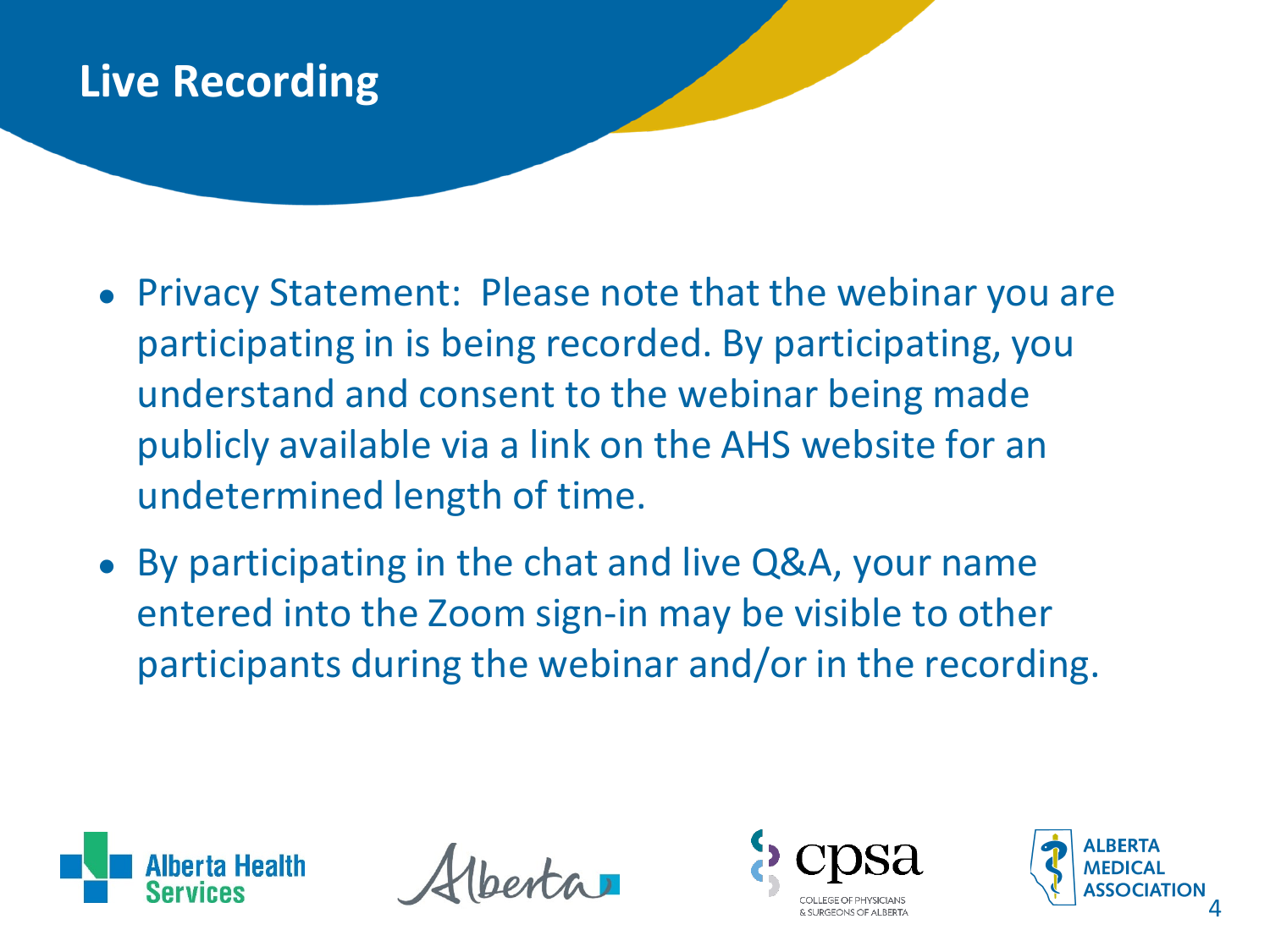# Live Recording

- Privacy Statement: Please note that the webinar you are participating in is being recorded. By participating, you understand and consent to the webinar being made publicly available via a link on the AHS website for an undetermined length of time.
- By participating in the chat and live Q&A, your name entered into the Zoom sign-in may be visible to other participants during the webinar and/or in the recording.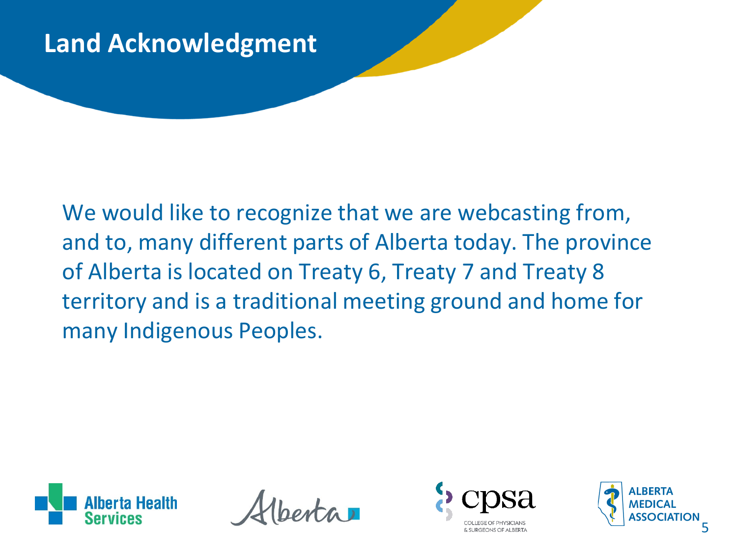# Land Acknowledgment

We would like to recognize that we are webcasting from, and to, many different parts of Alberta today. The province of Alberta is located on Treaty 6, Treaty 7 and Treaty 8 territory and is a traditional meeting ground and home for many Indigenous Peoples.

Alberta Health Services

Alberta

cpsa COLLEGE OF PHYSICIANS & SURGEONS OF ALBERTA

ALBERTA MEDICAL ASSOCIATION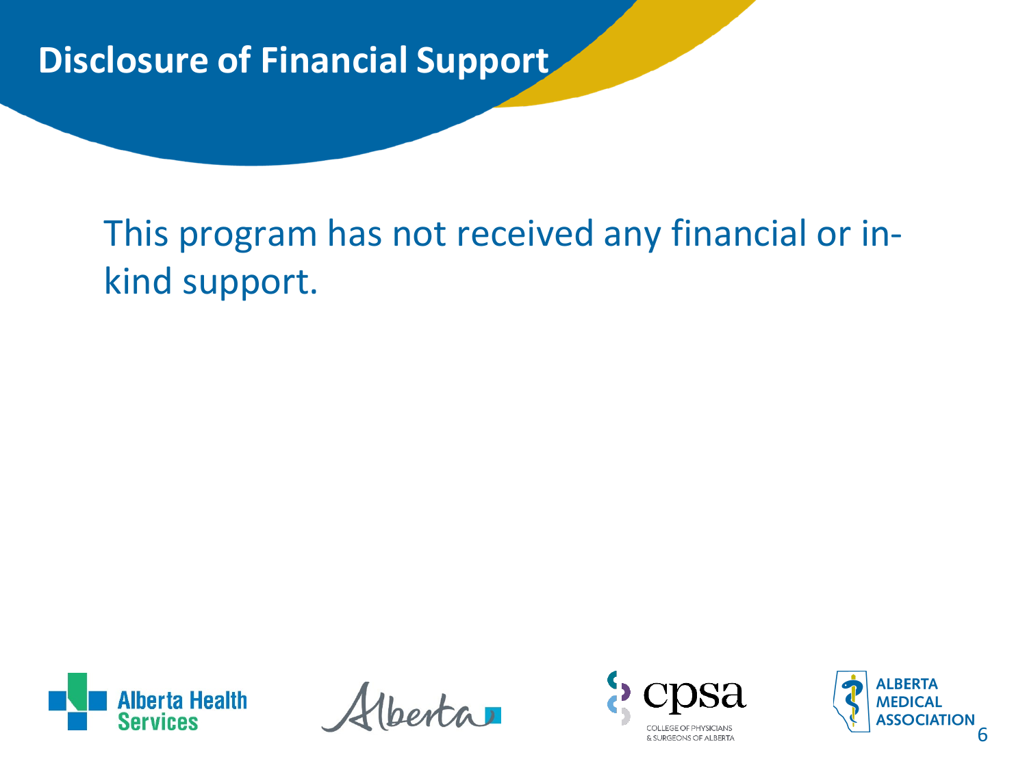# Disclosure of Financial Support

This program has not received any financial or in-kind support.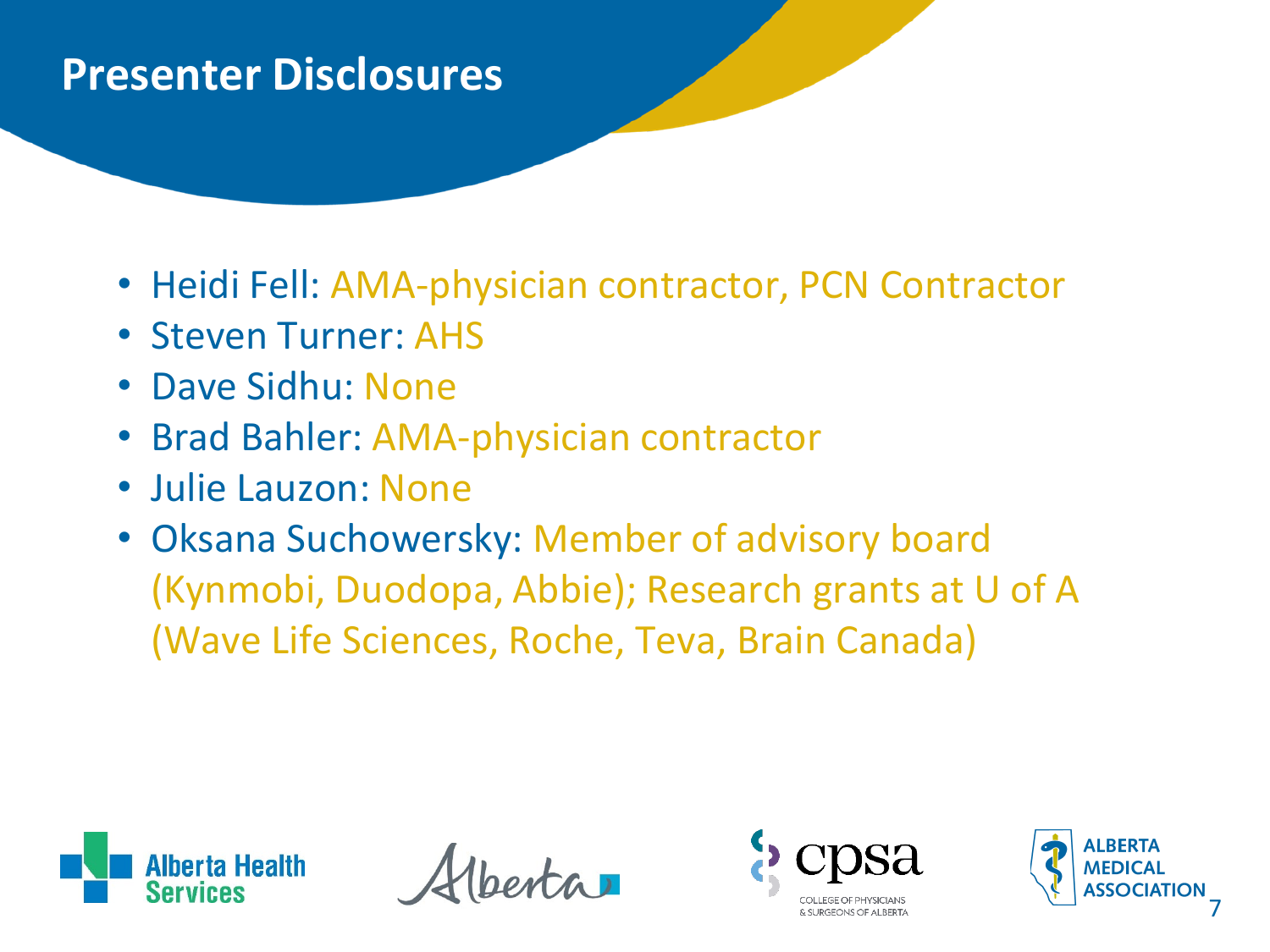# Presenter Disclosures

- Heidi Fell: AMA-physician contractor, PCN Contractor
- Steven Turner: AHS
- Dave Sidhu: None
- Brad Bahler: AMA-physician contractor
- Julie Lauzon: None
- Oksana Suchowersky: Member of advisory board (Kynmobi, Duodopa, Abbie); Research grants at U of A (Wave Life Sciences, Roche, Teva, Brain Canada)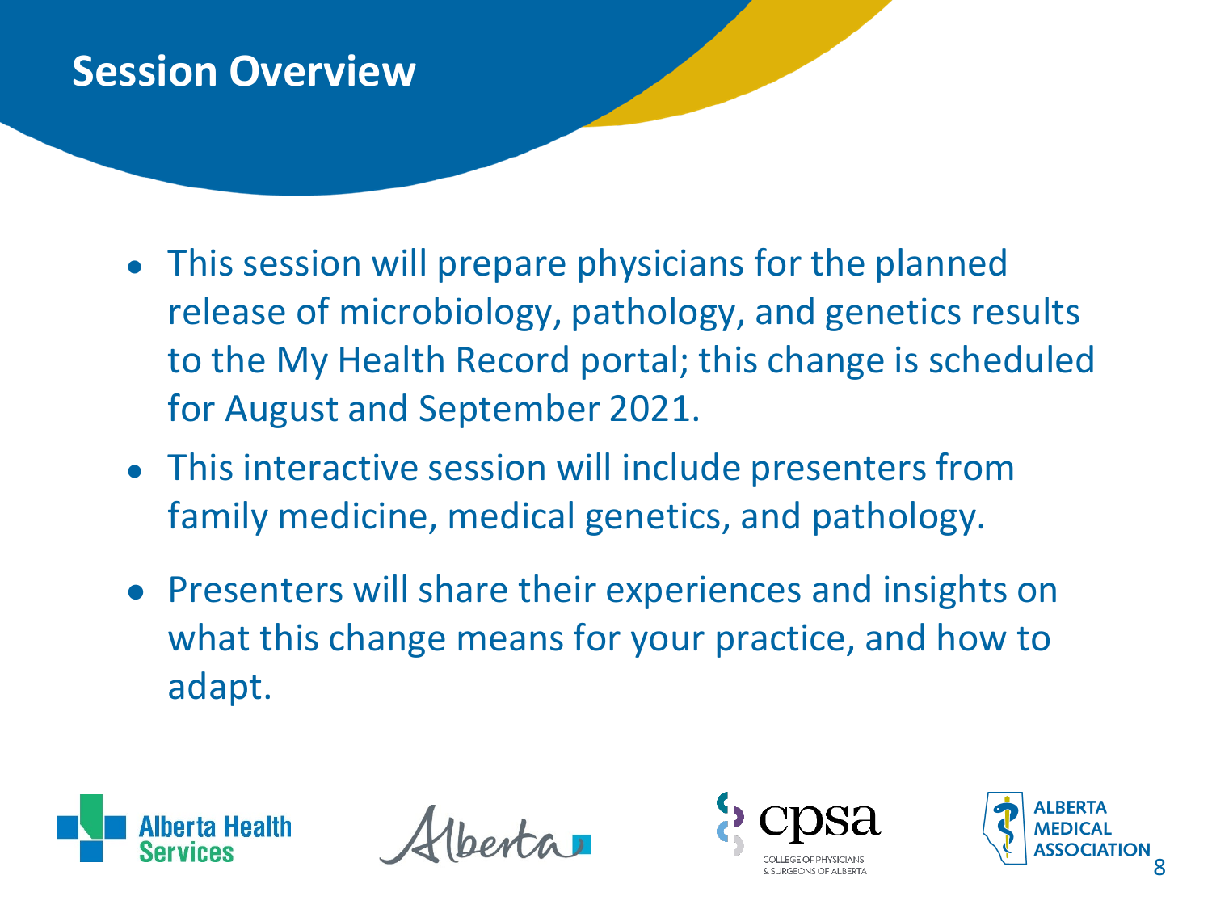# Session Overview

- This session will prepare physicians for the planned release of microbiology, pathology, and genetics results to the My Health Record portal; this change is scheduled for August and September 2021.
- This interactive session will include presenters from family medicine, medical genetics, and pathology.
- Presenters will share their experiences and insights on what this change means for your practice, and how to adapt.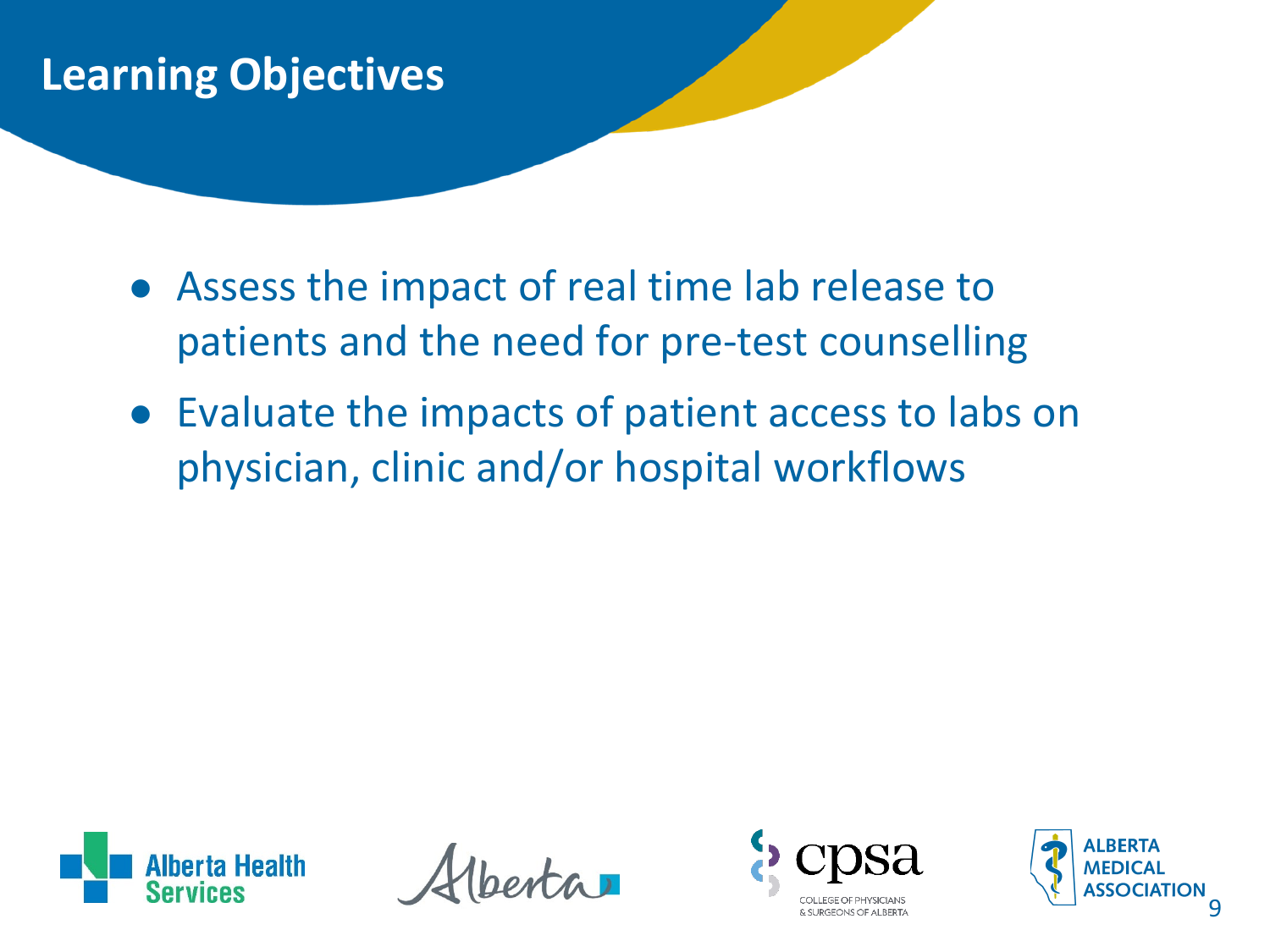# Learning Objectives

- Assess the impact of real time lab release to patients and the need for pre-test counselling
- Evaluate the impacts of patient access to labs on physician, clinic and/or hospital workflows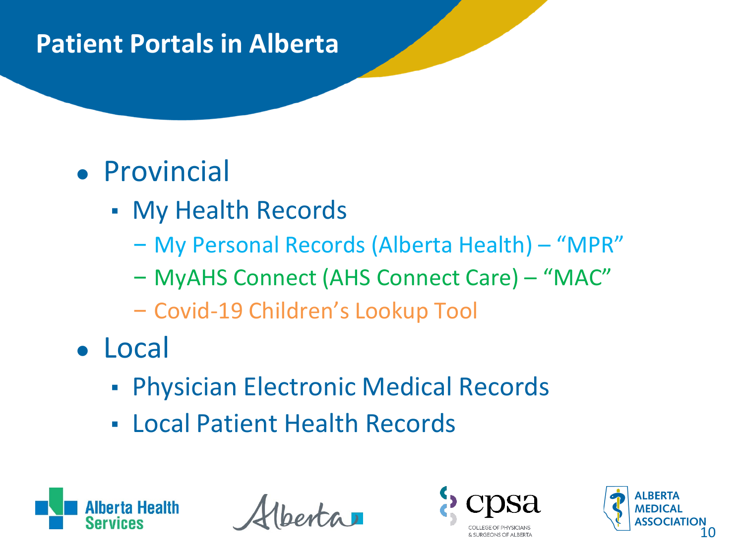# Patient Portals in Alberta

- Provincial
  - My Health Records
    - My Personal Records (Alberta Health) – "MPR"
    - MyAHS Connect (AHS Connect Care) – "MAC"
    - Covid-19 Children's Lookup Tool
- Local
  - Physician Electronic Medical Records
  - Local Patient Health Records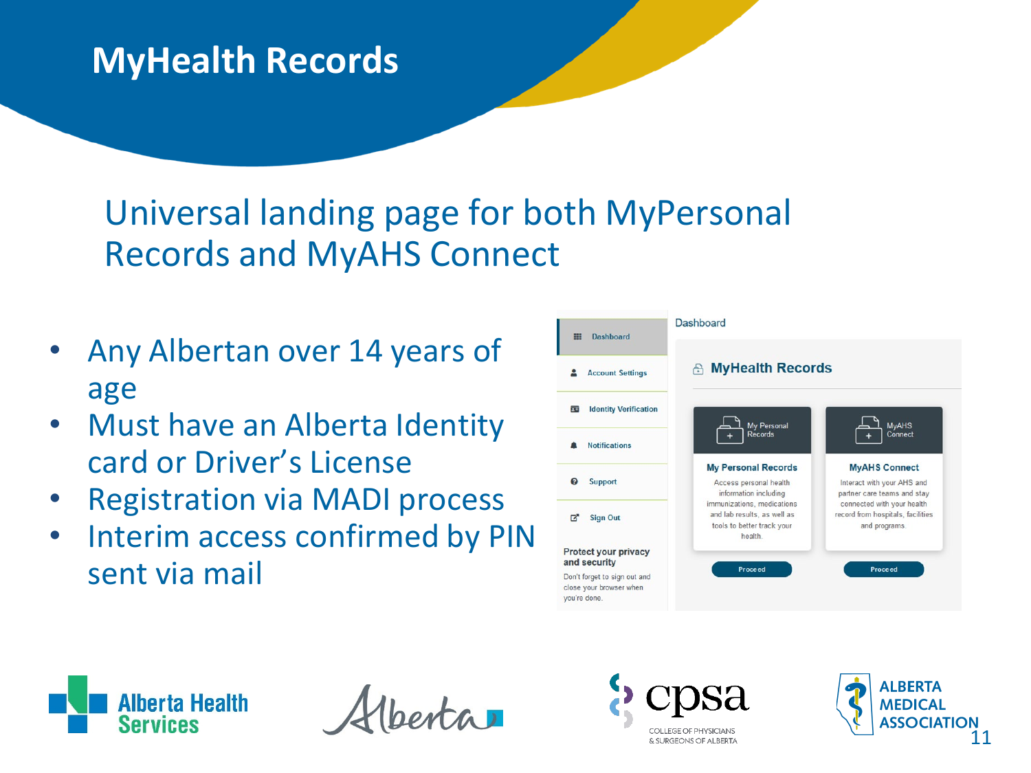# MyHealth Records

## Universal landing page for both MyPersonal Records and MyAHS Connect

- Any Albertan over 14 years of age
- Must have an Alberta Identity card or Driver's License
- Registration via MADI process
- Interim access confirmed by PIN sent via mail

Dashboard

- Dashboard
- Account Settings
- Identity Verification
- Notifications
- Support
- Sign Out

**Protect your privacy and security**

Don't forget to sign out and close your browser when you're done.

**MyHealth Records**

**My Personal Records**

Access personal health information including immunizations, medications and lab results, as well as tools to better track your health.

Proceed

**MyAHS Connect**

Interact with your AHS and partner care teams and stay connected with your health record from hospitals, facilities and programs.

Proceed

Alberta Health Services | Alberta | cpsa COLLEGE OF PHYSICIANS & SURGEONS OF ALBERTA | ALBERTA MEDICAL ASSOCIATION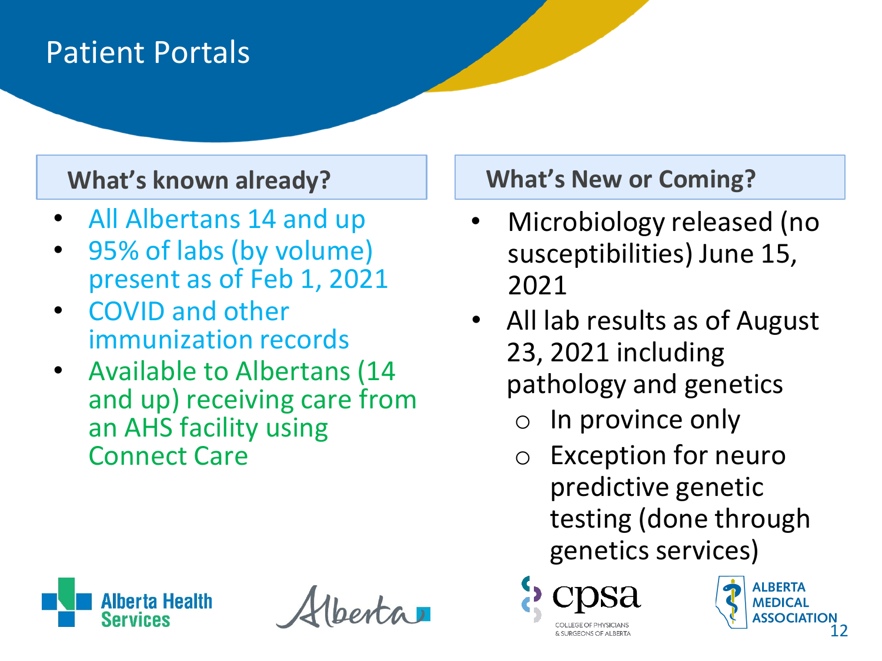# Patient Portals

## What's known already?

- All Albertans 14 and up
- 95% of labs (by volume) present as of Feb 1, 2021
- COVID and other immunization records
- Available to Albertans (14 and up) receiving care from an AHS facility using Connect Care

## What's New or Coming?

- Microbiology released (no susceptibilities) June 15, 2021
- All lab results as of August 23, 2021 including pathology and genetics
  - In province only
  - Exception for neuro predictive genetic testing (done through genetics services)

Alberta Health Services | Alberta | cpsa College of Physicians & Surgeons of Alberta | Alberta Medical Association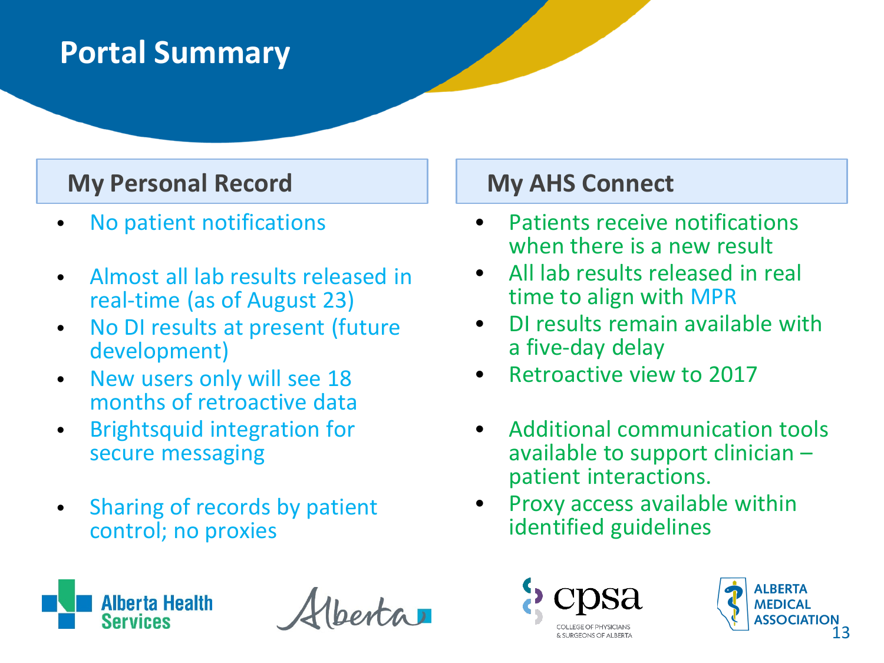# Portal Summary

## My Personal Record

- No patient notifications
- Almost all lab results released in real-time (as of August 23)
- No DI results at present (future development)
- New users only will see 18 months of retroactive data
- Brightsquid integration for secure messaging
- Sharing of records by patient control; no proxies

## My AHS Connect

- Patients receive notifications when there is a new result
- All lab results released in real time to align with MPR
- DI results remain available with a five-day delay
- Retroactive view to 2017
- Additional communication tools available to support clinician – patient interactions.
- Proxy access available within identified guidelines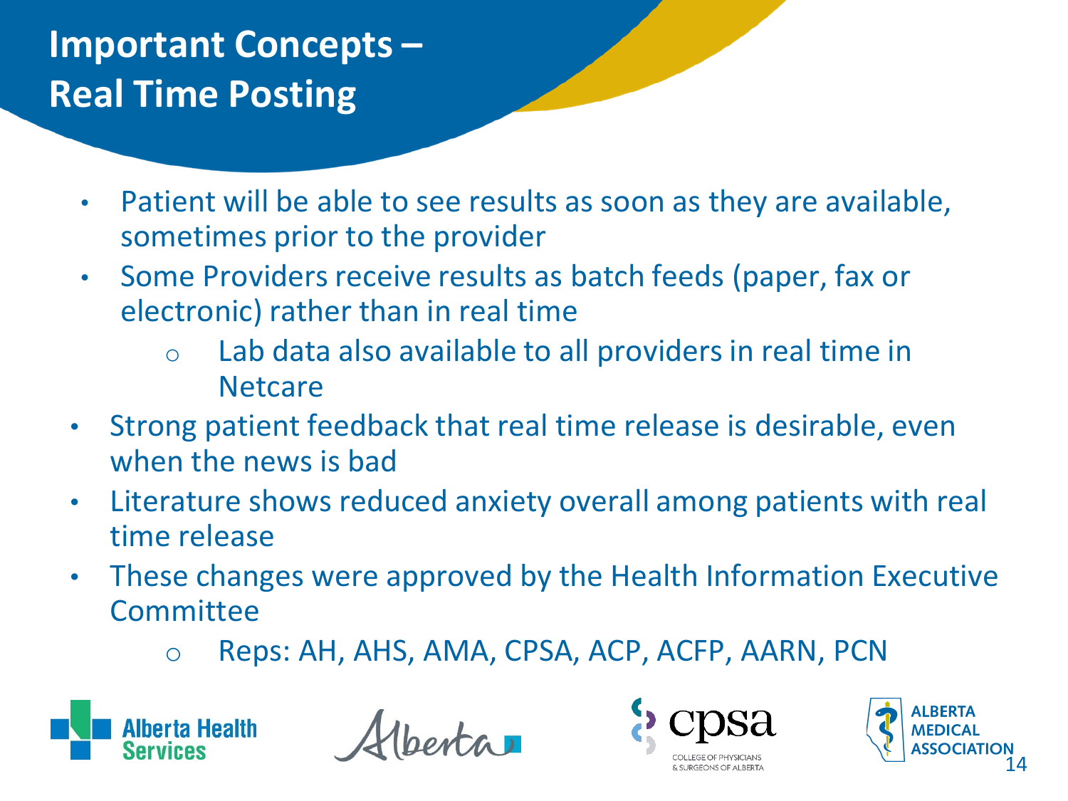# Important Concepts – Real Time Posting

- Patient will be able to see results as soon as they are available, sometimes prior to the provider
- Some Providers receive results as batch feeds (paper, fax or electronic) rather than in real time
  - Lab data also available to all providers in real time in Netcare
- Strong patient feedback that real time release is desirable, even when the news is bad
- Literature shows reduced anxiety overall among patients with real time release
- These changes were approved by the Health Information Executive Committee
  - Reps: AH, AHS, AMA, CPSA, ACP, ACFP, AARN, PCN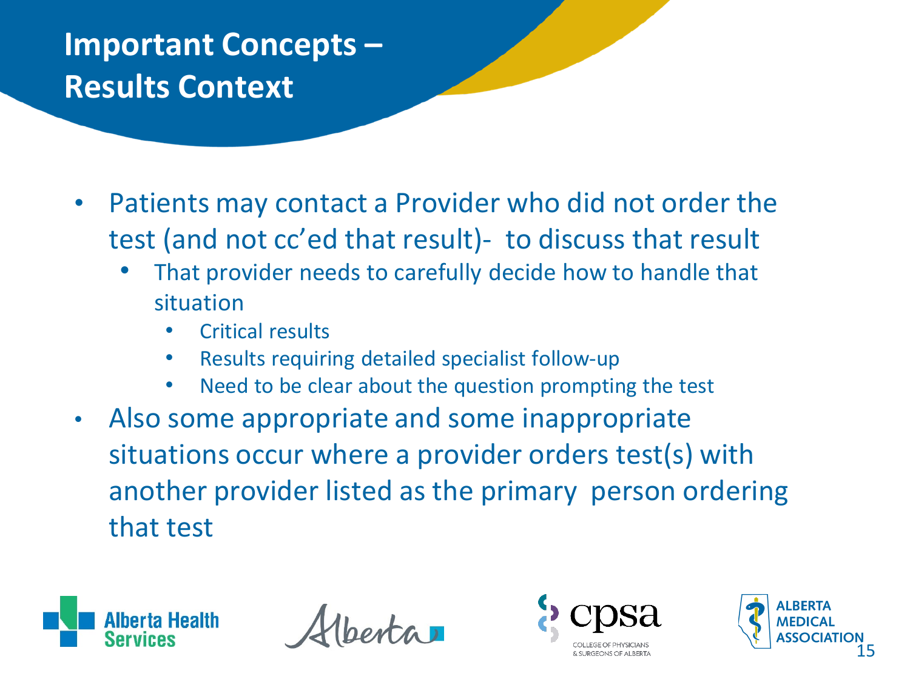# Important Concepts – Results Context

- Patients may contact a Provider who did not order the test (and not cc'ed that result)- to discuss that result
  - That provider needs to carefully decide how to handle that situation
    - Critical results
    - Results requiring detailed specialist follow-up
    - Need to be clear about the question prompting the test
- Also some appropriate and some inappropriate situations occur where a provider orders test(s) with another provider listed as the primary person ordering that test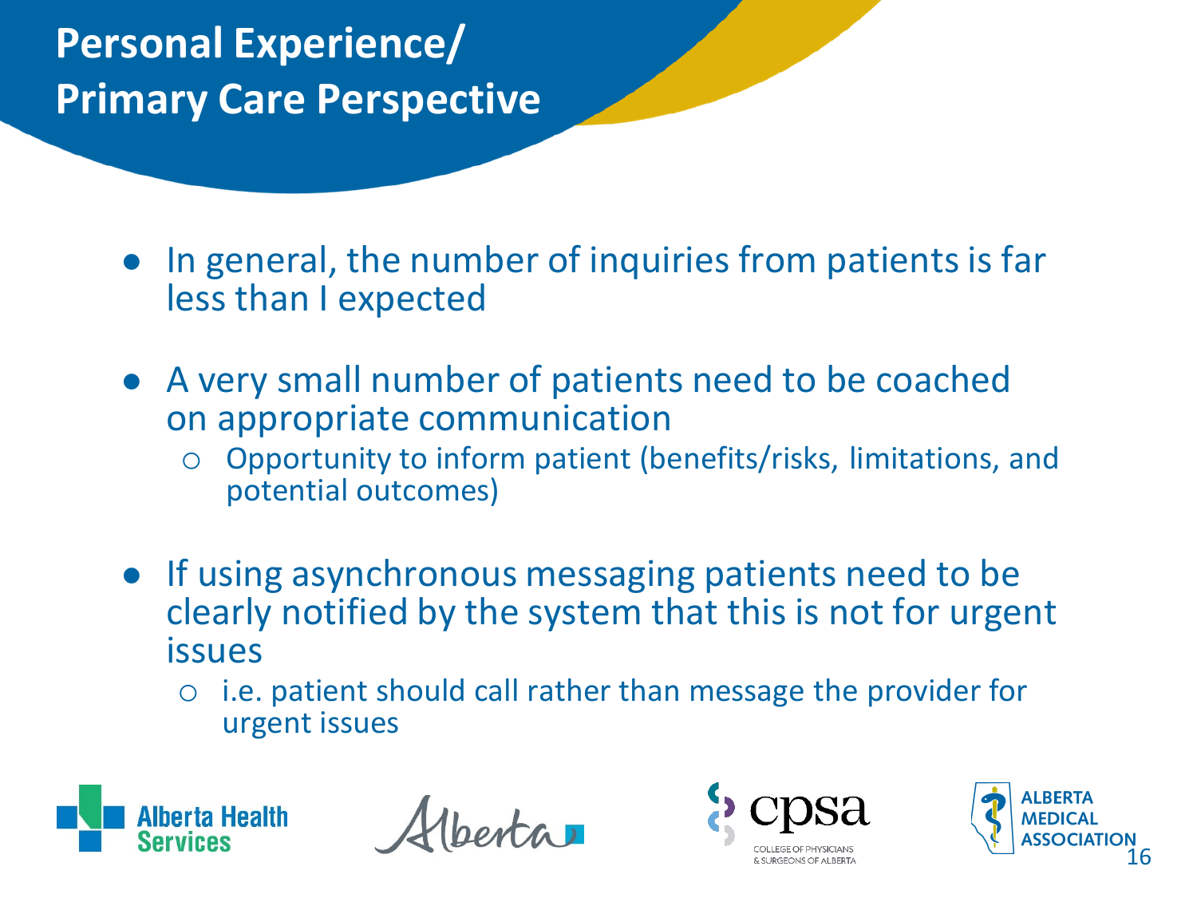# Personal Experience/ Primary Care Perspective

- In general, the number of inquiries from patients is far less than I expected
- A very small number of patients need to be coached on appropriate communication
  - Opportunity to inform patient (benefits/risks, limitations, and potential outcomes)
- If using asynchronous messaging patients need to be clearly notified by the system that this is not for urgent issues
  - i.e. patient should call rather than message the provider for urgent issues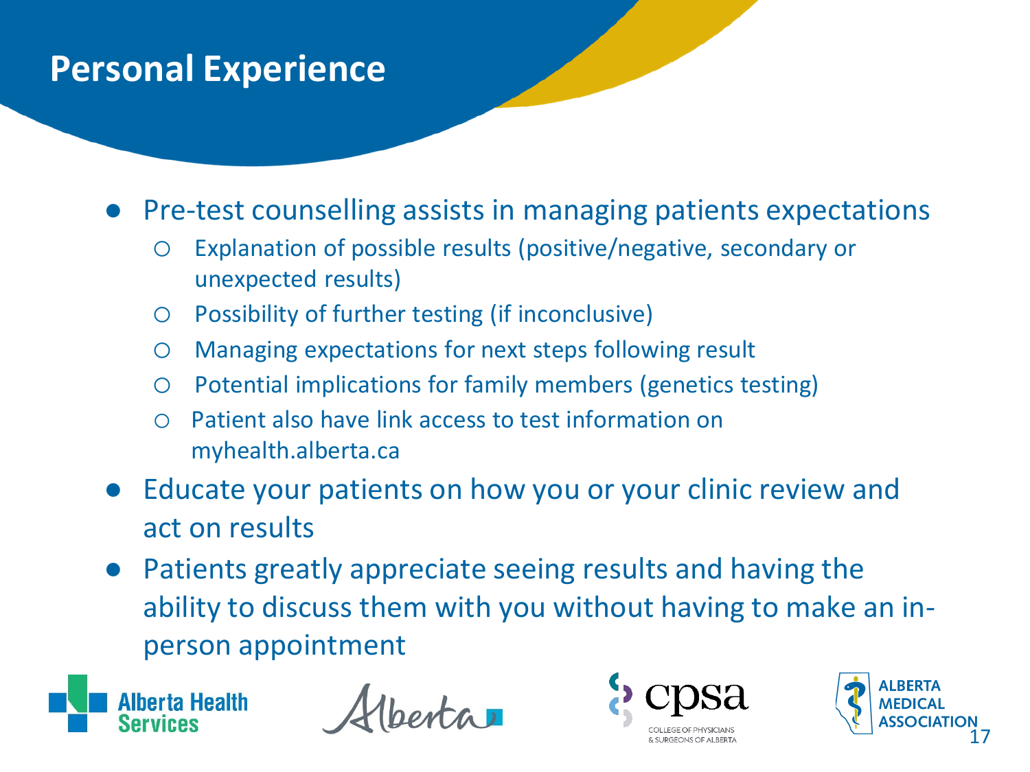# Personal Experience

- Pre-test counselling assists in managing patients expectations
  - Explanation of possible results (positive/negative, secondary or unexpected results)
  - Possibility of further testing (if inconclusive)
  - Managing expectations for next steps following result
  - Potential implications for family members (genetics testing)
  - Patient also have link access to test information on myhealth.alberta.ca
- Educate your patients on how you or your clinic review and act on results
- Patients greatly appreciate seeing results and having the ability to discuss them with you without having to make an in-person appointment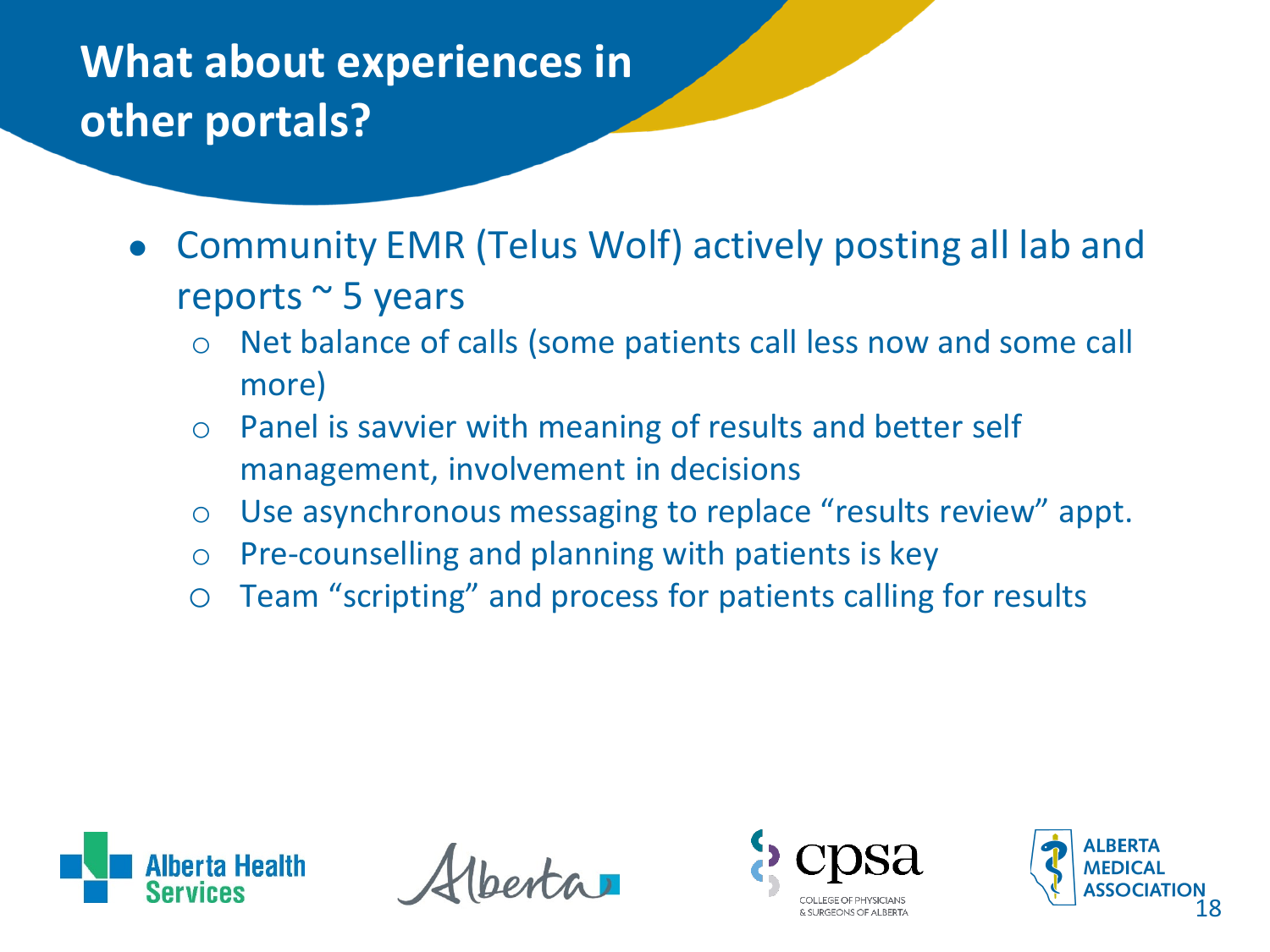# What about experiences in other portals?

- Community EMR (Telus Wolf) actively posting all lab and reports ~ 5 years
  - Net balance of calls (some patients call less now and some call more)
  - Panel is savvier with meaning of results and better self management, involvement in decisions
  - Use asynchronous messaging to replace “results review” appt.
  - Pre-counselling and planning with patients is key
  - Team “scripting” and process for patients calling for results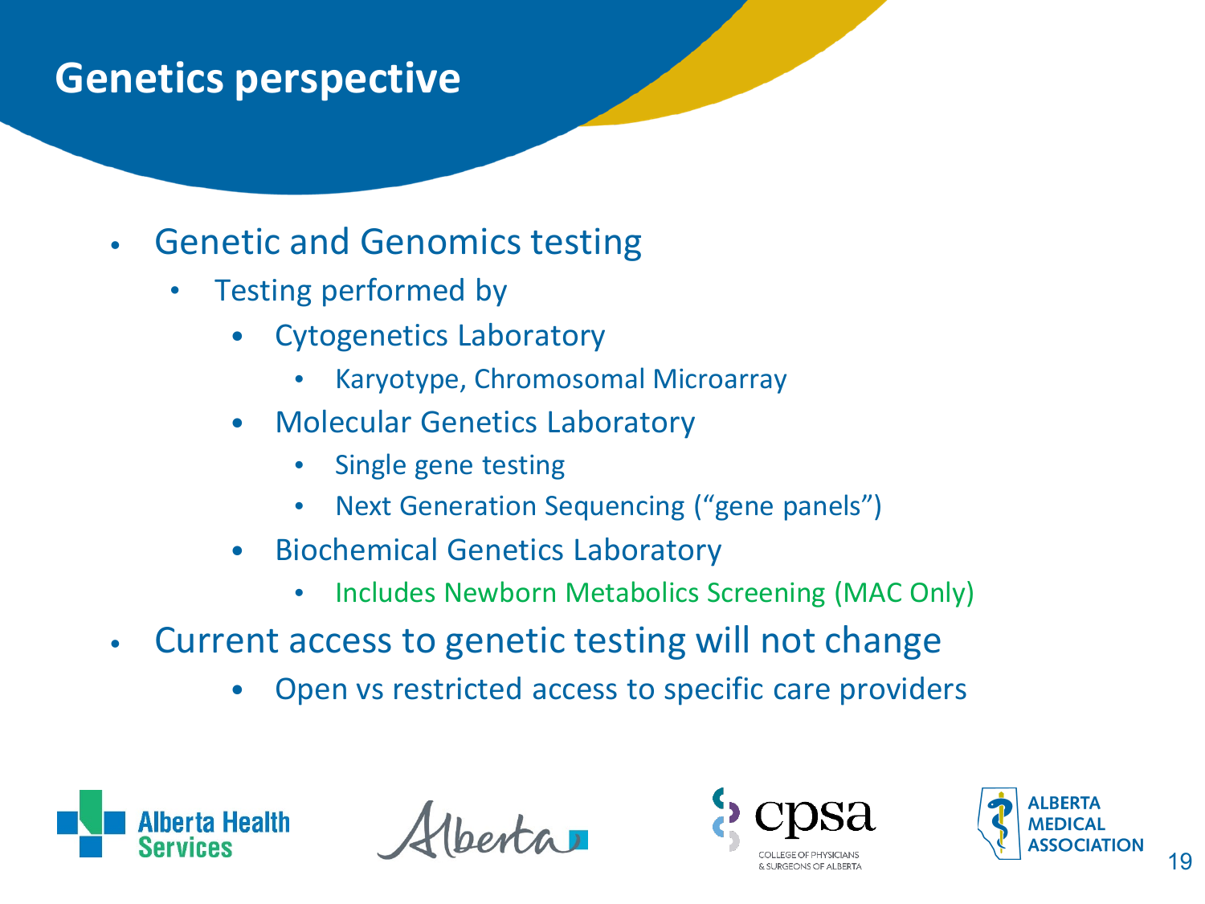# Genetics perspective

- Genetic and Genomics testing
  - Testing performed by
    - Cytogenetics Laboratory
      - Karyotype, Chromosomal Microarray
    - Molecular Genetics Laboratory
      - Single gene testing
      - Next Generation Sequencing ("gene panels")
    - Biochemical Genetics Laboratory
      - Includes Newborn Metabolics Screening (MAC Only)
- Current access to genetic testing will not change
    - Open vs restricted access to specific care providers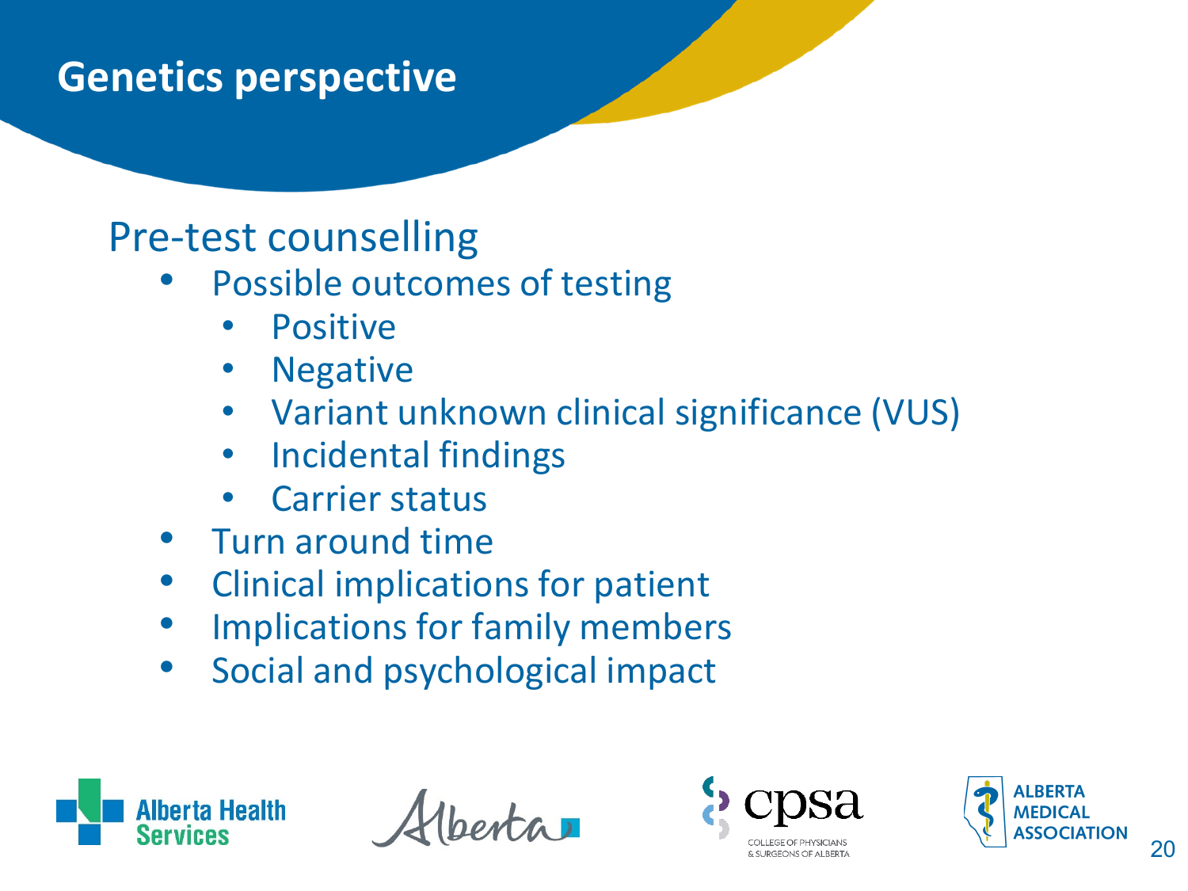# Genetics perspective

## Pre-test counselling

- Possible outcomes of testing
  - Positive
  - Negative
  - Variant unknown clinical significance (VUS)
  - Incidental findings
  - Carrier status
- Turn around time
- Clinical implications for patient
- Implications for family members
- Social and psychological impact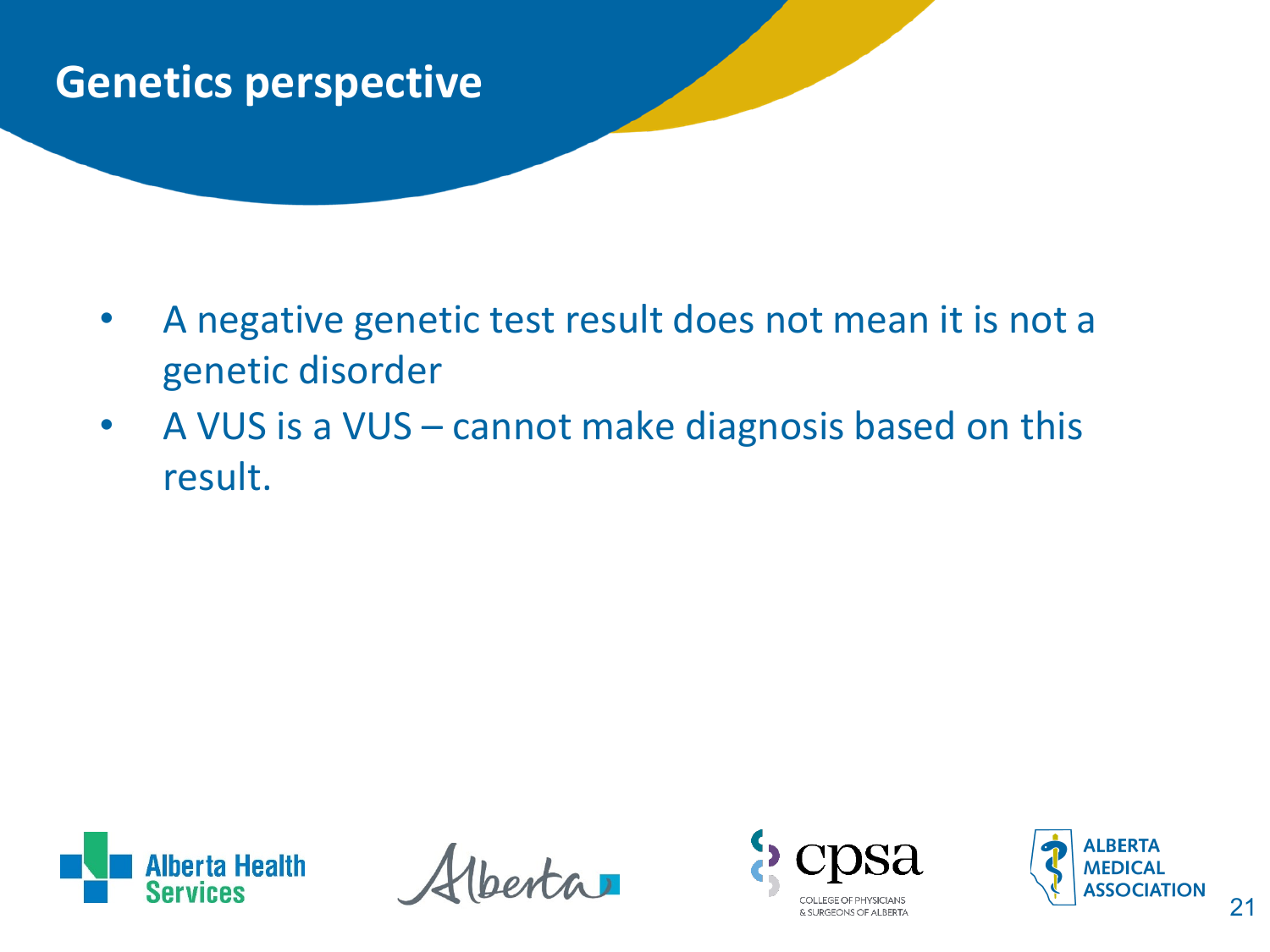# Genetics perspective

- A negative genetic test result does not mean it is not a genetic disorder
- A VUS is a VUS – cannot make diagnosis based on this result.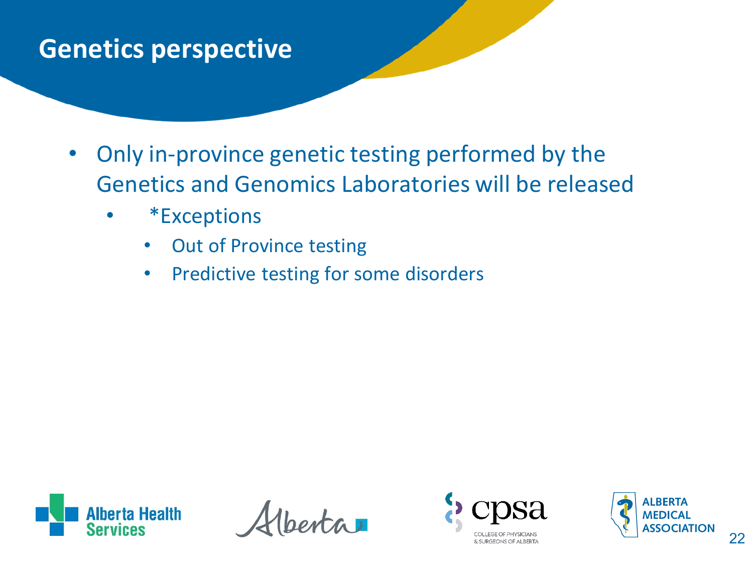# Genetics perspective

- Only in-province genetic testing performed by the Genetics and Genomics Laboratories will be released
  - *Exceptions
    - Out of Province testing
    - Predictive testing for some disorders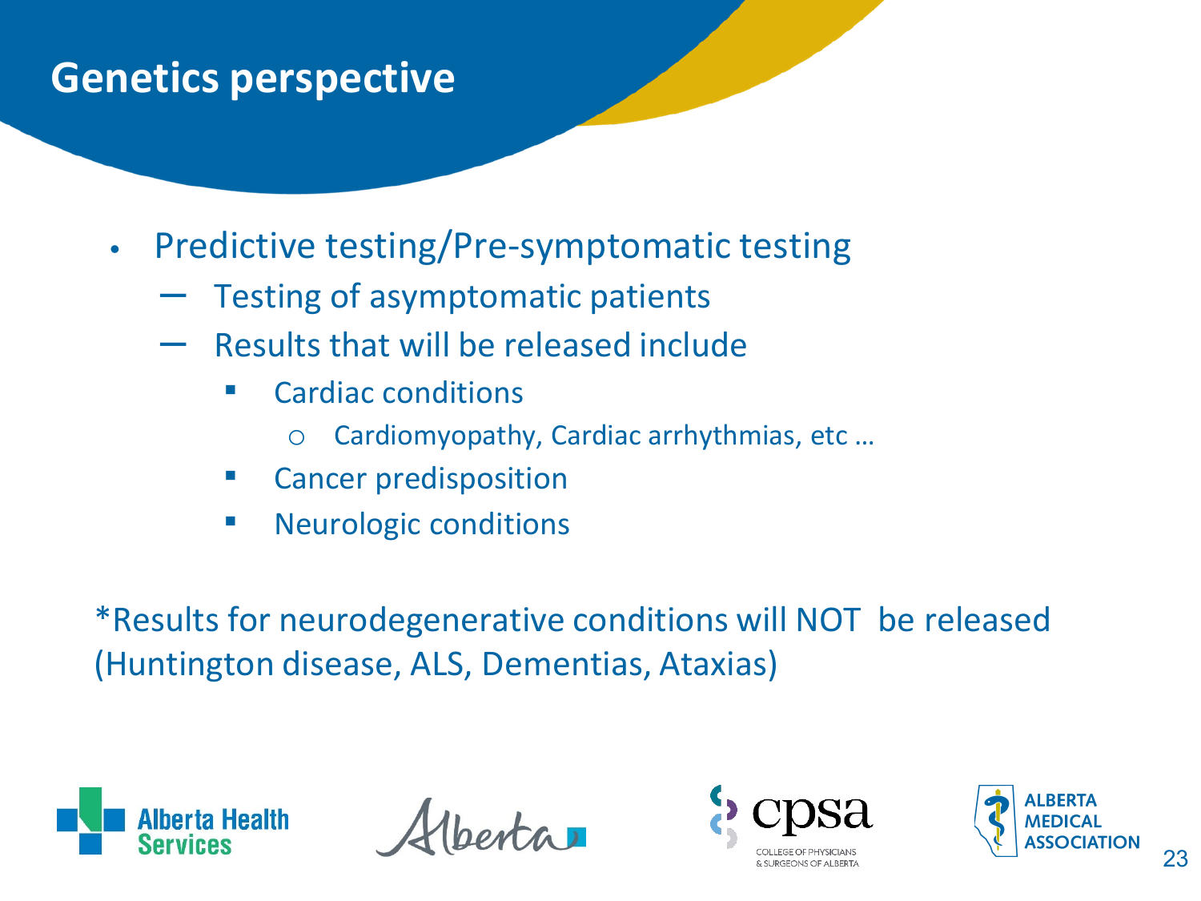# Genetics perspective

- Predictive testing/Pre-symptomatic testing
  - Testing of asymptomatic patients
  - Results that will be released include
    - Cardiac conditions
      - Cardiomyopathy, Cardiac arrhythmias, etc …
    - Cancer predisposition
    - Neurologic conditions

*Results for neurodegenerative conditions will NOT be released (Huntington disease, ALS, Dementias, Ataxias)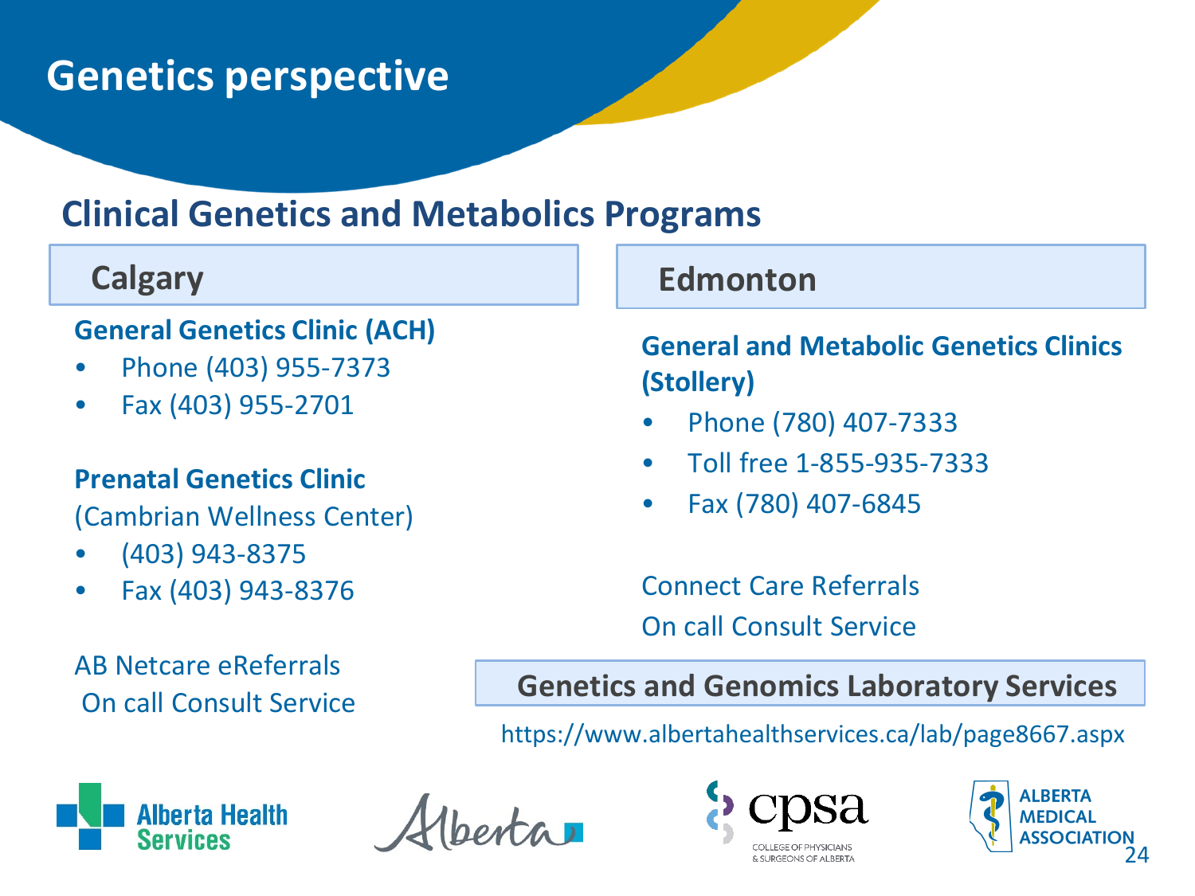# Genetics perspective

## Clinical Genetics and Metabolics Programs

### Calgary

**General Genetics Clinic (ACH)**

- Phone (403) 955-7373
- Fax (403) 955-2701

**Prenatal Genetics Clinic**
(Cambrian Wellness Center)

- (403) 943-8375
- Fax (403) 943-8376

AB Netcare eReferrals
On call Consult Service

### Edmonton

**General and Metabolic Genetics Clinics (Stollery)**

- Phone (780) 407-7333
- Toll free 1-855-935-7333
- Fax (780) 407-6845

Connect Care Referrals
On call Consult Service

### Genetics and Genomics Laboratory Services

https://www.albertahealthservices.ca/lab/page8667.aspx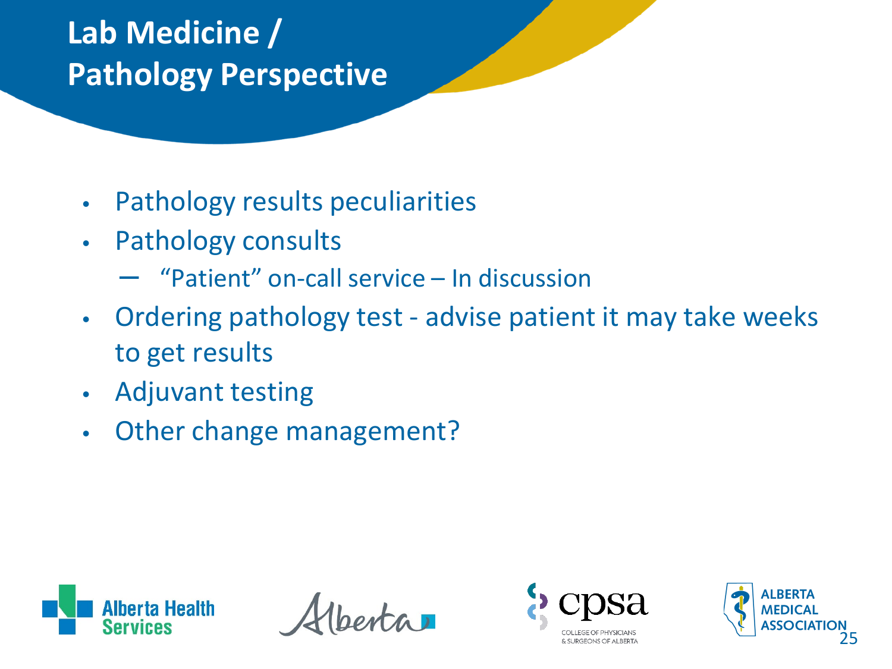# Lab Medicine / Pathology Perspective

- Pathology results peculiarities
- Pathology consults
  - "Patient" on-call service – In discussion
- Ordering pathology test - advise patient it may take weeks to get results
- Adjuvant testing
- Other change management?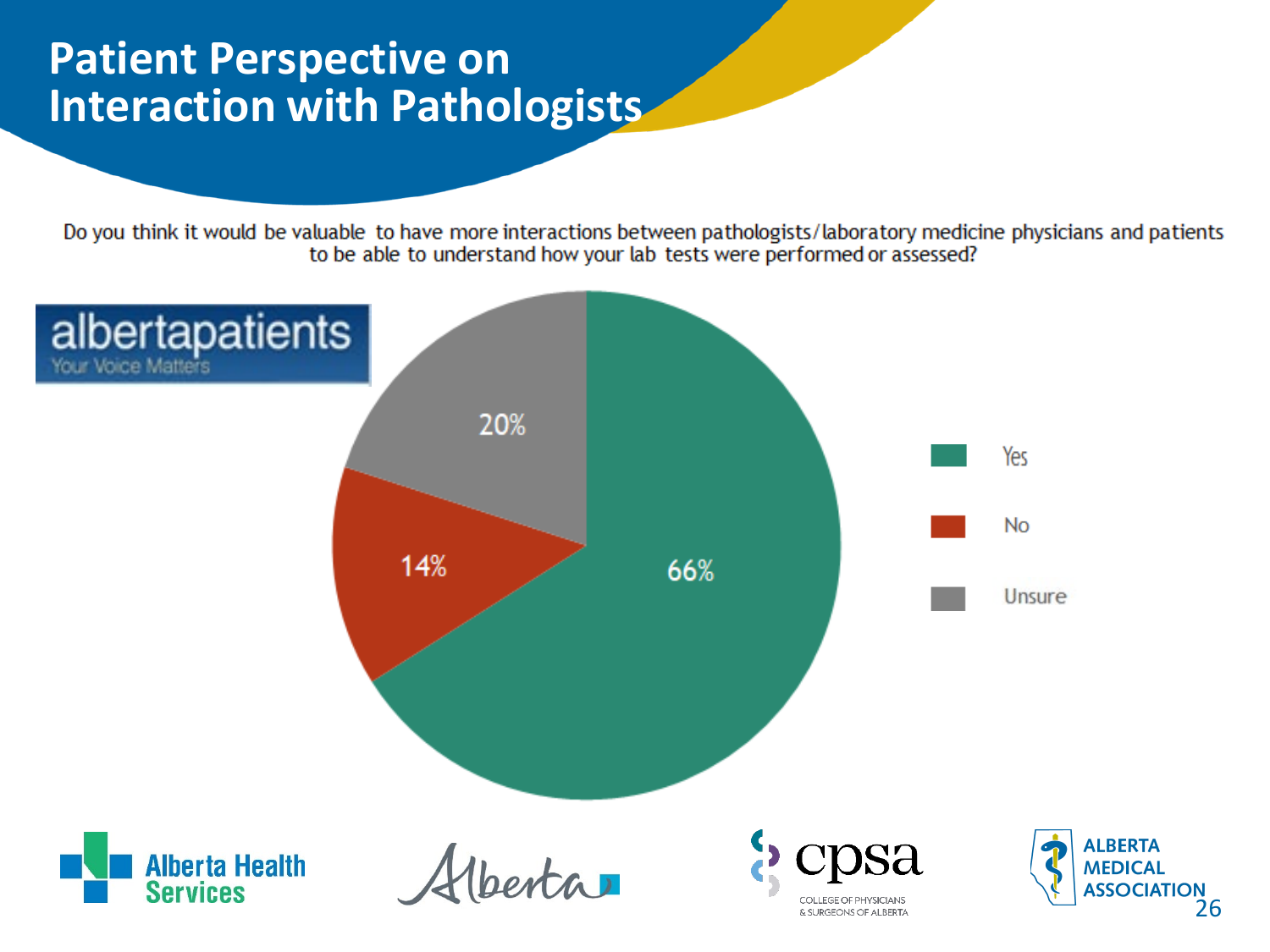# Patient Perspective on Interaction with Pathologists

Do you think it would be valuable to have more interactions between pathologists/laboratory medicine physicians and patients to be able to understand how your lab tests were performed or assessed?

albertapatients
Your Voice Matters

| Response | Percentage |
|---|---|
| Yes | 66% |
| No | 14% |
| Unsure | 20% |

Alberta Health Services | Alberta | cpsa College of Physicians & Surgeons of Alberta | Alberta Medical Association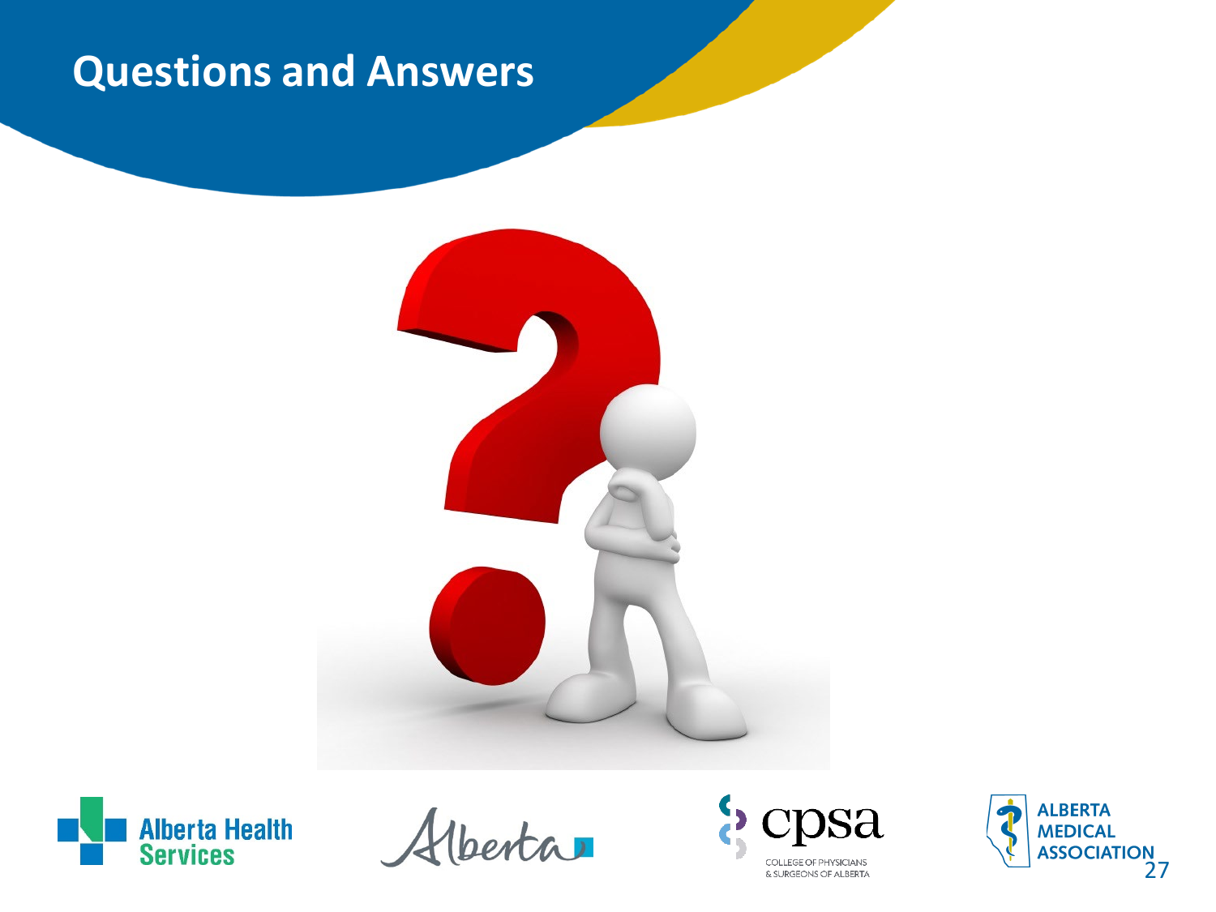# Questions and Answers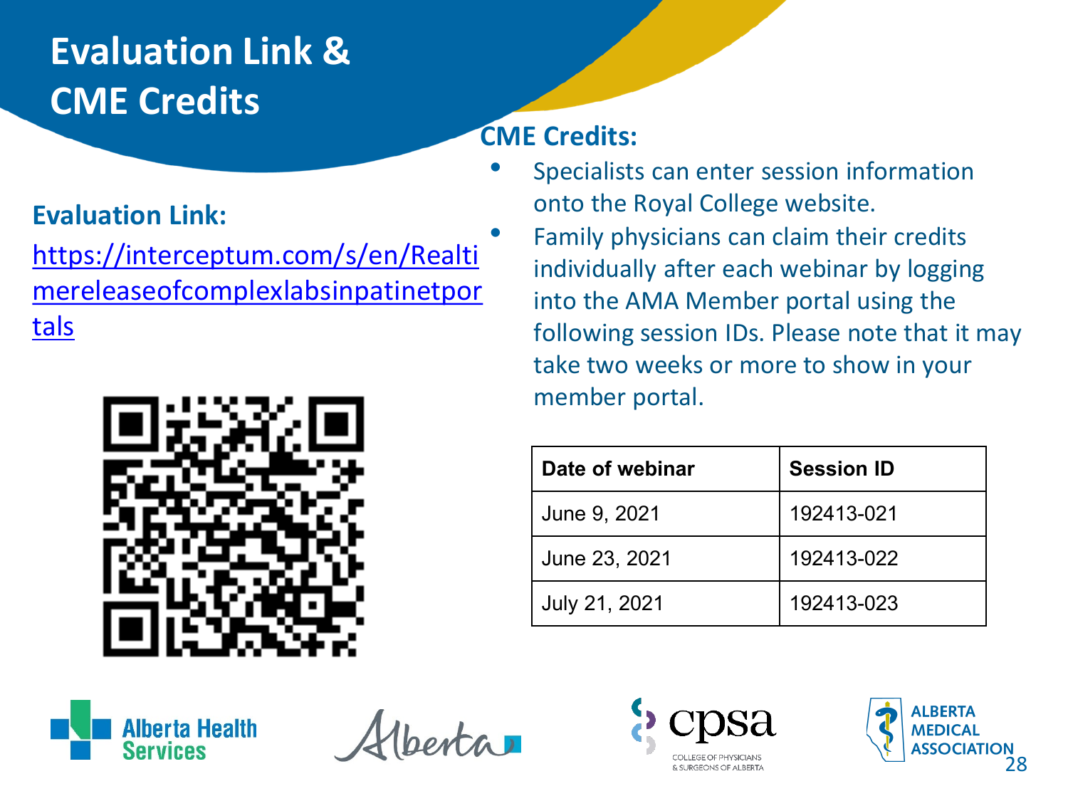# Evaluation Link & CME Credits

**Evaluation Link:**

https://interceptum.com/s/en/Realtimereleaseofcomplexlabsinpatinetportals

## CME Credits:

- Specialists can enter session information onto the Royal College website.
- Family physicians can claim their credits individually after each webinar by logging into the AMA Member portal using the following session IDs. Please note that it may take two weeks or more to show in your member portal.

| Date of webinar | Session ID |
|---|---|
| June 9, 2021 | 192413-021 |
| June 23, 2021 | 192413-022 |
| July 21, 2021 | 192413-023 |

Alberta Health Services

Alberta

cpsa COLLEGE OF PHYSICIANS & SURGEONS OF ALBERTA

ALBERTA MEDICAL ASSOCIATION